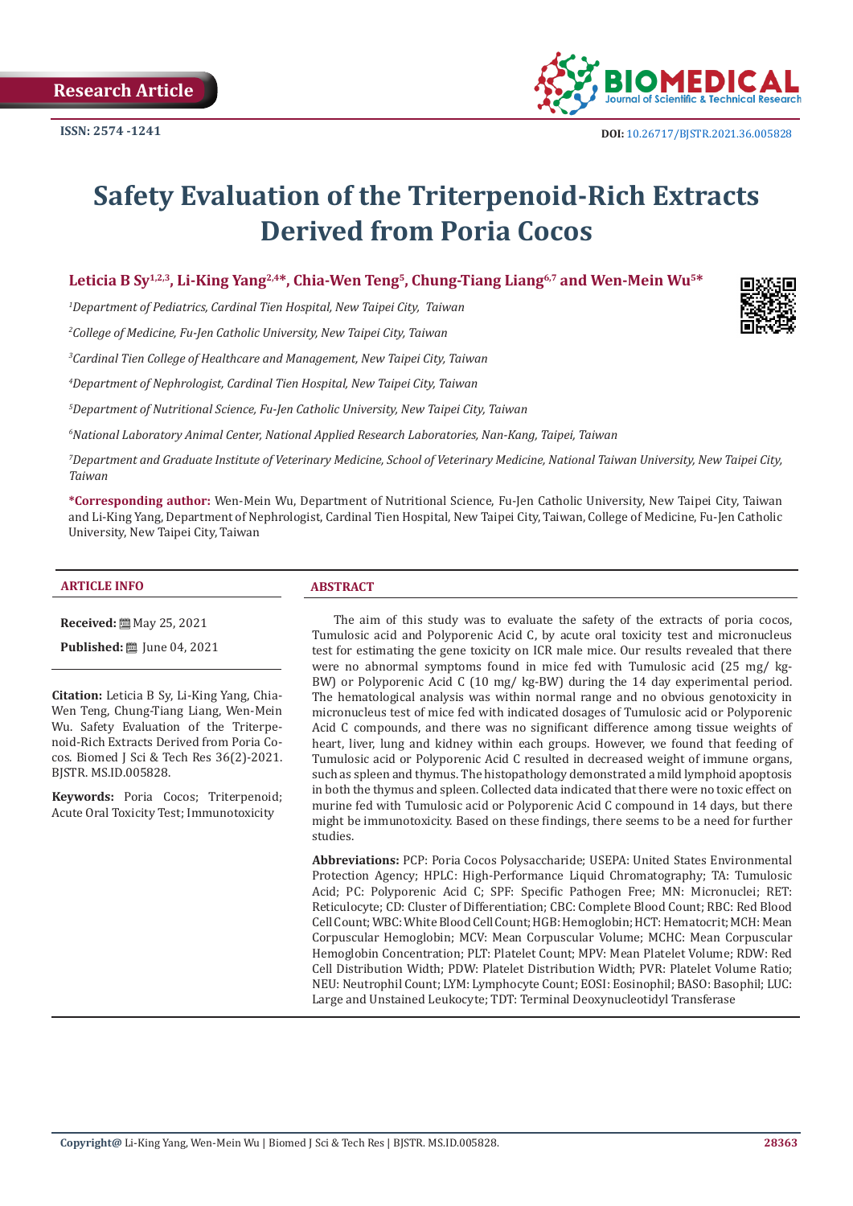Research Article

ISSN: 2574 -1241

DOI: 10.26717/BJSTR.2021.36.005828

# Safety Evaluation of the Triterpenoid-Rich Extracts Derived from Poria Cocos

**Leticia B Sy[1,2,3], Li-King Yang[2,4*], Chia-Wen Teng[5], Chung-Tiang Liang[6,7] and Wen-Mein Wu[5*]**

*[1]Department of Pediatrics, Cardinal Tien Hospital, New Taipei City, Taiwan*

*[2]College of Medicine, Fu-Jen Catholic University, New Taipei City, Taiwan*

*[3]Cardinal Tien College of Healthcare and Management, New Taipei City, Taiwan*

*[4]Department of Nephrologist, Cardinal Tien Hospital, New Taipei City, Taiwan*

*[5]Department of Nutritional Science, Fu-Jen Catholic University, New Taipei City, Taiwan*

*[6]National Laboratory Animal Center, National Applied Research Laboratories, Nan-Kang, Taipei, Taiwan*

*[7]Department and Graduate Institute of Veterinary Medicine, School of Veterinary Medicine, National Taiwan University, New Taipei City, Taiwan*

**\*Corresponding author:** Wen-Mein Wu, Department of Nutritional Science, Fu-Jen Catholic University, New Taipei City, Taiwan and Li-King Yang, Department of Nephrologist, Cardinal Tien Hospital, New Taipei City, Taiwan, College of Medicine, Fu-Jen Catholic University, New Taipei City, Taiwan

## ARTICLE INFO

**Received:** May 25, 2021

**Published:** June 04, 2021

**Citation:** Leticia B Sy, Li-King Yang, Chia-Wen Teng, Chung-Tiang Liang, Wen-Mein Wu. Safety Evaluation of the Triterpenoid-Rich Extracts Derived from Poria Cocos. Biomed J Sci & Tech Res 36(2)-2021. BJSTR. MS.ID.005828.

**Keywords:** Poria Cocos; Triterpenoid; Acute Oral Toxicity Test; Immunotoxicity

## ABSTRACT

The aim of this study was to evaluate the safety of the extracts of poria cocos, Tumulosic acid and Polyporenic Acid C, by acute oral toxicity test and micronucleus test for estimating the gene toxicity on ICR male mice. Our results revealed that there were no abnormal symptoms found in mice fed with Tumulosic acid (25 mg/ kg-BW) or Polyporenic Acid C (10 mg/ kg-BW) during the 14 day experimental period. The hematological analysis was within normal range and no obvious genotoxicity in micronucleus test of mice fed with indicated dosages of Tumulosic acid or Polyporenic Acid C compounds, and there was no significant difference among tissue weights of heart, liver, lung and kidney within each groups. However, we found that feeding of Tumulosic acid or Polyporenic Acid C resulted in decreased weight of immune organs, such as spleen and thymus. The histopathology demonstrated a mild lymphoid apoptosis in both the thymus and spleen. Collected data indicated that there were no toxic effect on murine fed with Tumulosic acid or Polyporenic Acid C compound in 14 days, but there might be immunotoxicity. Based on these findings, there seems to be a need for further studies.

**Abbreviations:** PCP: Poria Cocos Polysaccharide; USEPA: United States Environmental Protection Agency; HPLC: High-Performance Liquid Chromatography; TA: Tumulosic Acid; PC: Polyporenic Acid C; SPF: Specific Pathogen Free; MN: Micronuclei; RET: Reticulocyte; CD: Cluster of Differentiation; CBC: Complete Blood Count; RBC: Red Blood Cell Count; WBC: White Blood Cell Count; HGB: Hemoglobin; HCT: Hematocrit; MCH: Mean Corpuscular Hemoglobin; MCV: Mean Corpuscular Volume; MCHC: Mean Corpuscular Hemoglobin Concentration; PLT: Platelet Count; MPV: Mean Platelet Volume; RDW: Red Cell Distribution Width; PDW: Platelet Distribution Width; PVR: Platelet Volume Ratio; NEU: Neutrophil Count; LYM: Lymphocyte Count; EOSI: Eosinophil; BASO: Basophil; LUC: Large and Unstained Leukocyte; TDT: Terminal Deoxynucleotidyl Transferase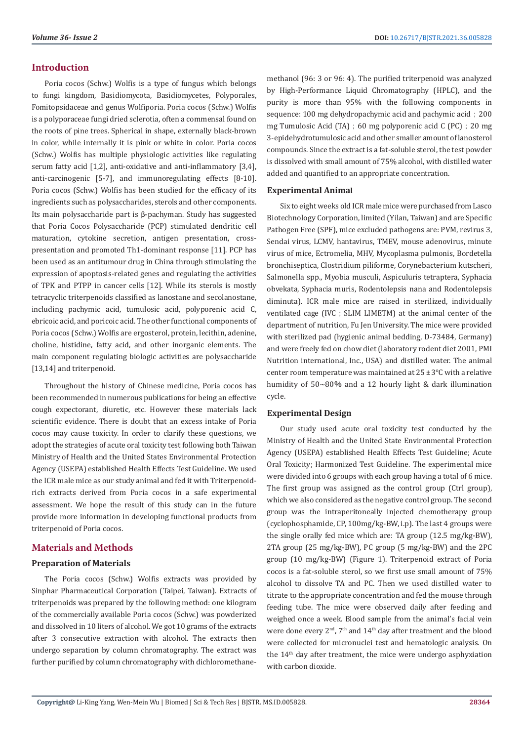## Introduction

Poria cocos (Schw.) Wolfis is a type of fungus which belongs to fungi kingdom, Basidiomycota, Basidiomycetes, Polyporales, Fomitopsidaceae and genus Wolfiporia. Poria cocos (Schw.) Wolfis is a polyporaceae fungi dried sclerotia, often a commensal found on the roots of pine trees. Spherical in shape, externally black-brown in color, while internally it is pink or white in color. Poria cocos (Schw.) Wolfis has multiple physiologic activities like regulating serum fatty acid [1,2], anti-oxidative and anti-inflammatory [3,4], anti-carcinogenic [5-7], and immunoregulating effects [8-10]. Poria cocos (Schw.) Wolfis has been studied for the efficacy of its ingredients such as polysaccharides, sterols and other components. Its main polysaccharide part is β-pachyman. Study has suggested that Poria Cocos Polysaccharide (PCP) stimulated dendritic cell maturation, cytokine secretion, antigen presentation, cross-presentation and promoted Th1-dominant response [11]. PCP has been used as an antitumour drug in China through stimulating the expression of apoptosis-related genes and regulating the activities of TPK and PTPP in cancer cells [12]. While its sterols is mostly tetracyclic triterpenoids classified as lanostane and secolanostane, including pachymic acid, tumulosic acid, polyporenic acid C, ebricoic acid, and poricoic acid. The other functional components of Poria cocos (Schw.) Wolfis are ergosterol, protein, lecithin, adenine, choline, histidine, fatty acid, and other inorganic elements. The main component regulating biologic activities are polysaccharide [13,14] and triterpenoid.

Throughout the history of Chinese medicine, Poria cocos has been recommended in numerous publications for being an effective cough expectorant, diuretic, etc. However these materials lack scientific evidence. There is doubt that an excess intake of Poria cocos may cause toxicity. In order to clarify these questions, we adopt the strategies of acute oral toxicity test following both Taiwan Ministry of Health and the United States Environmental Protection Agency (USEPA) established Health Effects Test Guideline. We used the ICR male mice as our study animal and fed it with Triterpenoid-rich extracts derived from Poria cocos in a safe experimental assessment. We hope the result of this study can in the future provide more information in developing functional products from triterpenoid of Poria cocos.

## Materials and Methods

### Preparation of Materials

The Poria cocos (Schw.) Wolfis extracts was provided by Sinphar Pharmaceutical Corporation (Taipei, Taiwan). Extracts of triterpenoids was prepared by the following method: one kilogram of the commercially available Poria cocos (Schw.) was powderized and dissolved in 10 liters of alcohol. We got 10 grams of the extracts after 3 consecutive extraction with alcohol. The extracts then undergo separation by column chromatography. The extract was further purified by column chromatography with dichloromethane-methanol (96: 3 or 96: 4). The purified triterpenoid was analyzed by High-Performance Liquid Chromatography (HPLC), and the purity is more than 95% with the following components in sequence: 100 mg dehydropachymic acid and pachymic acid；200 mg Tumulosic Acid (TA)；60 mg polyporenic acid C (PC)；20 mg 3-epidehydrotumulosic acid and other smaller amount of lanosterol compounds. Since the extract is a fat-soluble sterol, the test powder is dissolved with small amount of 75% alcohol, with distilled water added and quantified to an appropriate concentration.

### Experimental Animal

Six to eight weeks old ICR male mice were purchased from Lasco Biotechnology Corporation, limited (Yilan, Taiwan) and are Specific Pathogen Free (SPF), mice excluded pathogens are: PVM, revirus 3, Sendai virus, LCMV, hantavirus, TMEV, mouse adenovirus, minute virus of mice, Ectromelia, MHV, Mycoplasma pulmonis, Bordetella bronchiseptica, Clostridium piliforme, Corynebacterium kutscheri, Salmonella spp., Myobia musculi, Aspiculuris tetraptera, Syphacia obvekata, Syphacia muris, Rodentolepsis nana and Rodentolepsis diminuta). ICR male mice are raised in sterilized, individually ventilated cage (IVC；SLIM LIMETM) at the animal center of the department of nutrition, Fu Jen University. The mice were provided with sterilized pad (hygienic animal bedding, D-73484, Germany) and were freely fed on chow diet (laboratory rodent diet 2001, PMI Nutrition international, Inc., USA) and distilled water. The animal center room temperature was maintained at 25 ± 3°C with a relative humidity of 50~80% and a 12 hourly light & dark illumination cycle.

### Experimental Design

Our study used acute oral toxicity test conducted by the Ministry of Health and the United State Environmental Protection Agency (USEPA) established Health Effects Test Guideline; Acute Oral Toxicity; Harmonized Test Guideline. The experimental mice were divided into 6 groups with each group having a total of 6 mice. The first group was assigned as the control group (Ctrl group), which we also considered as the negative control group. The second group was the intraperitoneally injected chemotherapy group (cyclophosphamide, CP, 100mg/kg-BW, i.p). The last 4 groups were the single orally fed mice which are: TA group (12.5 mg/kg-BW), 2TA group (25 mg/kg-BW), PC group (5 mg/kg-BW) and the 2PC group (10 mg/kg-BW) (Figure 1). Triterpenoid extract of Poria cocos is a fat-soluble sterol, so we first use small amount of 75% alcohol to dissolve TA and PC. Then we used distilled water to titrate to the appropriate concentration and fed the mouse through feeding tube. The mice were observed daily after feeding and weighed once a week. Blood sample from the animal's facial vein were done every 2nd, 7th and 14th day after treatment and the blood were collected for micronuclei test and hematologic analysis. On the 14th day after treatment, the mice were undergo asphyxiation with carbon dioxide.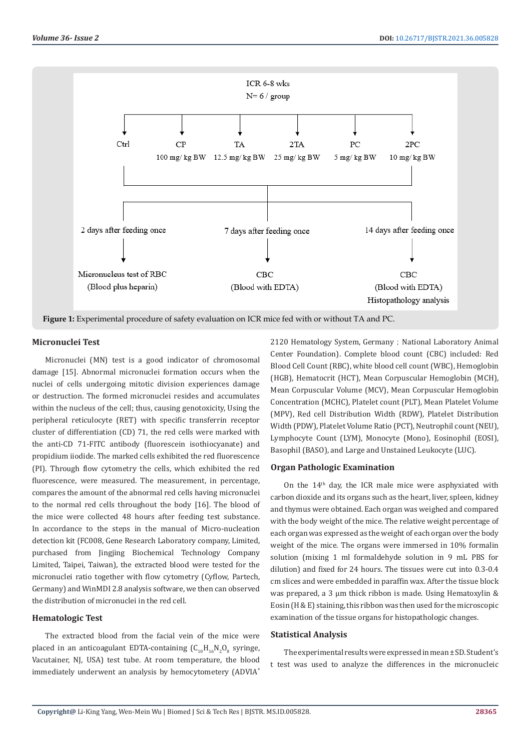ICR 6-8 wks
N= 6 / group

Ctrl | CP 100 mg/ kg BW | TA 12.5 mg/ kg BW | 2TA 25 mg/ kg BW | PC 5 mg/ kg BW | 2PC 10 mg/ kg BW

2 days after feeding once → Micronucleus test of RBC (Blood plus heparin)

7 days after feeding once → CBC (Blood with EDTA)

14 days after feeding once → CBC (Blood with EDTA) Histopathology analysis

**Figure 1:** Experimental procedure of safety evaluation on ICR mice fed with or without TA and PC.

## Micronuclei Test

Micronuclei (MN) test is a good indicator of chromosomal damage [15]. Abnormal micronuclei formation occurs when the nuclei of cells undergoing mitotic division experiences damage or destruction. The formed micronuclei resides and accumulates within the nucleus of the cell; thus, causing genotoxicity, Using the peripheral reticulocyte (RET) with specific transferrin receptor cluster of differentiation (CD) 71, the red cells were marked with the anti-CD 71-FITC antibody (fluorescein isothiocyanate) and propidium iiodide. The marked cells exhibited the red fluorescence (PI). Through flow cytometry the cells, which exhibited the red fluorescence, were measured. The measurement, in percentage, compares the amount of the abnormal red cells having micronuclei to the normal red cells throughout the body [16]. The blood of the mice were collected 48 hours after feeding test substance. In accordance to the steps in the manual of Micro-nucleation detection kit (FC008, Gene Research Laboratory company, Limited, purchased from Jingjing Biochemical Technology Company Limited, Taipei, Taiwan), the extracted blood were tested for the micronuclei ratio together with flow cytometry (Cyflow, Partech, Germany) and WinMDI 2.8 analysis software, we then can observed the distribution of micronuclei in the red cell.

## Hematologic Test

The extracted blood from the facial vein of the mice were placed in an anticoagulant EDTA-containing ($C_{10}H_{16}N_2O_8$ syringe, Vacutainer, NJ, USA) test tube. At room temperature, the blood immediately underwent an analysis by hemocytometery (ADVIA® 2120 Hematology System, Germany ; National Laboratory Animal Center Foundation). Complete blood count (CBC) included: Red Blood Cell Count (RBC), white blood cell count (WBC), Hemoglobin (HGB), Hematocrit (HCT), Mean Corpuscular Hemoglobin (MCH), Mean Corpuscular Volume (MCV), Mean Corpuscular Hemoglobin Concentration (MCHC), Platelet count (PLT), Mean Platelet Volume (MPV), Red cell Distribution Width (RDW), Platelet Distribution Width (PDW), Platelet Volume Ratio (PCT), Neutrophil count (NEU), Lymphocyte Count (LYM), Monocyte (Mono), Eosinophil (EOSI), Basophil (BASO), and Large and Unstained Leukocyte (LUC).

## Organ Pathologic Examination

On the 14th day, the ICR male mice were asphyxiated with carbon dioxide and its organs such as the heart, liver, spleen, kidney and thymus were obtained. Each organ was weighed and compared with the body weight of the mice. The relative weight percentage of each organ was expressed as the weight of each organ over the body weight of the mice. The organs were immersed in 10% formalin solution (mixing 1 ml formaldehyde solution in 9 mL PBS for dilution) and fixed for 24 hours. The tissues were cut into 0.3-0.4 cm slices and were embedded in paraffin wax. After the tissue block was prepared, a 3 µm thick ribbon is made. Using Hematoxylin & Eosin (H & E) staining, this ribbon was then used for the microscopic examination of the tissue organs for histopathologic changes.

## Statistical Analysis

The experimental results were expressed in mean ± SD. Student's t test was used to analyze the differences in the micronucleic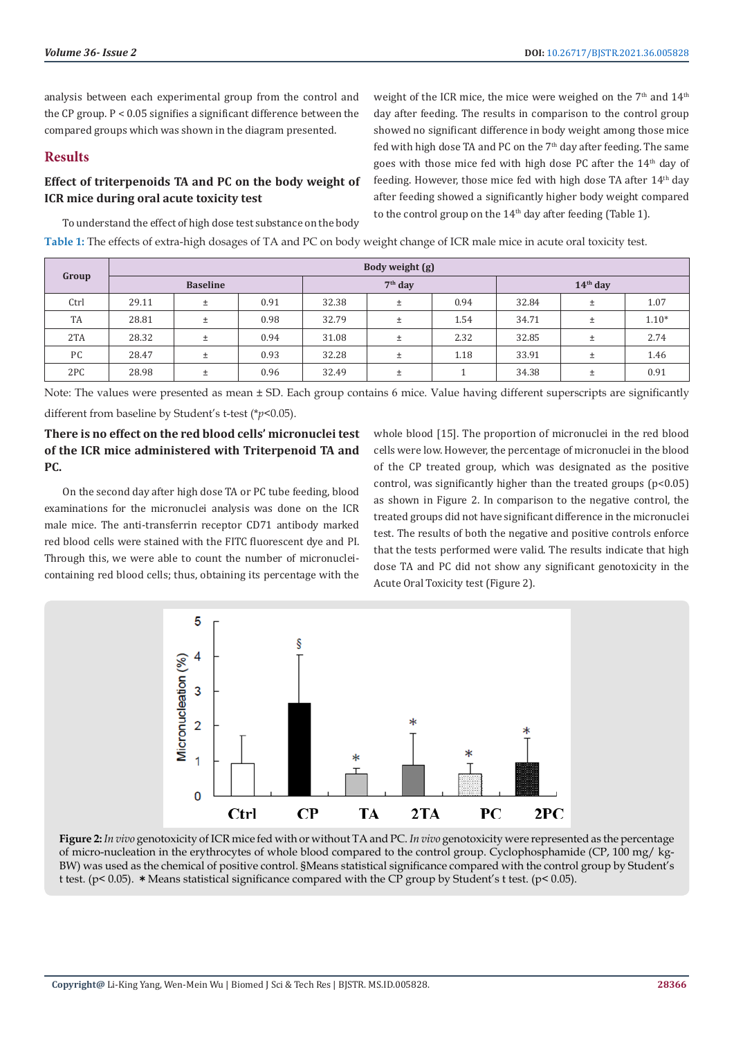analysis between each experimental group from the control and the CP group. P < 0.05 signifies a significant difference between the compared groups which was shown in the diagram presented.

## Results

### Effect of triterpenoids TA and PC on the body weight of ICR mice during oral acute toxicity test

To understand the effect of high dose test substance on the body weight of the ICR mice, the mice were weighed on the 7th and 14th day after feeding. The results in comparison to the control group showed no significant difference in body weight among those mice fed with high dose TA and PC on the 7th day after feeding. The same goes with those mice fed with high dose PC after the 14th day of feeding. However, those mice fed with high dose TA after 14th day after feeding showed a significantly higher body weight compared to the control group on the 14th day after feeding (Table 1).

**Table 1:** The effects of extra-high dosages of TA and PC on body weight change of ICR male mice in acute oral toxicity test.

| Group | Body weight (g) | | | | | | | | |
|---|---|---|---|---|---|---|---|---|---|
| | Baseline | | | 7th day | | | 14th day | | |
| Ctrl | 29.11 | ± | 0.91 | 32.38 | ± | 0.94 | 32.84 | ± | 1.07 |
| TA | 28.81 | ± | 0.98 | 32.79 | ± | 1.54 | 34.71 | ± | 1.10* |
| 2TA | 28.32 | ± | 0.94 | 31.08 | ± | 2.32 | 32.85 | ± | 2.74 |
| PC | 28.47 | ± | 0.93 | 32.28 | ± | 1.18 | 33.91 | ± | 1.46 |
| 2PC | 28.98 | ± | 0.96 | 32.49 | ± | 1 | 34.38 | ± | 0.91 |

Note: The values were presented as mean ± SD. Each group contains 6 mice. Value having different superscripts are significantly different from baseline by Student's t-test (*$p$<0.05).

### There is no effect on the red blood cells' micronuclei test of the ICR mice administered with Triterpenoid TA and PC.

On the second day after high dose TA or PC tube feeding, blood examinations for the micronuclei analysis was done on the ICR male mice. The anti-transferrin receptor CD71 antibody marked red blood cells were stained with the FITC fluorescent dye and PI. Through this, we were able to count the number of micronuclei-containing red blood cells; thus, obtaining its percentage with the whole blood [15]. The proportion of micronuclei in the red blood cells were low. However, the percentage of micronuclei in the blood of the CP treated group, which was designated as the positive control, was significantly higher than the treated groups (p<0.05) as shown in Figure 2. In comparison to the negative control, the treated groups did not have significant difference in the micronuclei test. The results of both the negative and positive controls enforce that the tests performed were valid. The results indicate that high dose TA and PC did not show any significant genotoxicity in the Acute Oral Toxicity test (Figure 2).

**Figure 2:** *In vivo* genotoxicity of ICR mice fed with or without TA and PC. *In vivo* genotoxicity were represented as the percentage of micro-nucleation in the erythrocytes of whole blood compared to the control group. Cyclophosphamide (CP, 100 mg/ kg-BW) was used as the chemical of positive control. §Means statistical significance compared with the control group by Student's t test. (p< 0.05). * Means statistical significance compared with the CP group by Student's t test. (p< 0.05).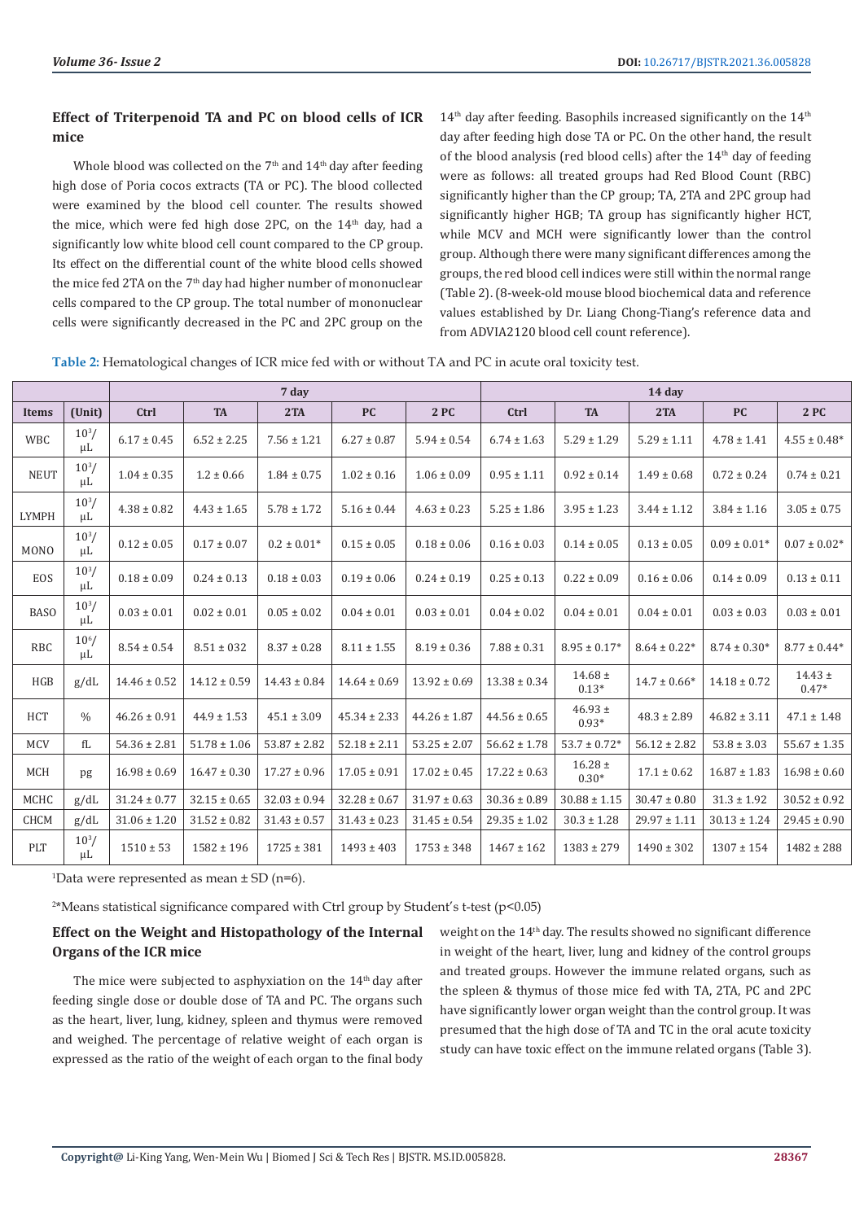## Effect of Triterpenoid TA and PC on blood cells of ICR mice

Whole blood was collected on the 7th and 14th day after feeding high dose of Poria cocos extracts (TA or PC). The blood collected were examined by the blood cell counter. The results showed the mice, which were fed high dose 2PC, on the 14th day, had a significantly low white blood cell count compared to the CP group. Its effect on the differential count of the white blood cells showed the mice fed 2TA on the 7th day had higher number of mononuclear cells compared to the CP group. The total number of mononuclear cells were significantly decreased in the PC and 2PC group on the 14th day after feeding. Basophils increased significantly on the 14th day after feeding high dose TA or PC. On the other hand, the result of the blood analysis (red blood cells) after the 14th day of feeding were as follows: all treated groups had Red Blood Count (RBC) significantly higher than the CP group; TA, 2TA and 2PC group had significantly higher HGB; TA group has significantly higher HCT, while MCV and MCH were significantly lower than the control group. Although there were many significant differences among the groups, the red blood cell indices were still within the normal range (Table 2). (8-week-old mouse blood biochemical data and reference values established by Dr. Liang Chong-Tiang's reference data and from ADVIA2120 blood cell count reference).

**Table 2:** Hematological changes of ICR mice fed with or without TA and PC in acute oral toxicity test.

| | | 7 day | | | | | 14 day | | | | |
|---|---|---|---|---|---|---|---|---|---|---|---|
| **Items** | **(Unit)** | **Ctrl** | **TA** | **2TA** | **PC** | **2 PC** | **Ctrl** | **TA** | **2TA** | **PC** | **2 PC** |
| WBC | $10^3$/μL | 6.17 ± 0.45 | 6.52 ± 2.25 | 7.56 ± 1.21 | 6.27 ± 0.87 | 5.94 ± 0.54 | 6.74 ± 1.63 | 5.29 ± 1.29 | 5.29 ± 1.11 | 4.78 ± 1.41 | 4.55 ± 0.48* |
| NEUT | $10^3$/μL | 1.04 ± 0.35 | 1.2 ± 0.66 | 1.84 ± 0.75 | 1.02 ± 0.16 | 1.06 ± 0.09 | 0.95 ± 1.11 | 0.92 ± 0.14 | 1.49 ± 0.68 | 0.72 ± 0.24 | 0.74 ± 0.21 |
| LYMPH | $10^3$/μL | 4.38 ± 0.82 | 4.43 ± 1.65 | 5.78 ± 1.72 | 5.16 ± 0.44 | 4.63 ± 0.23 | 5.25 ± 1.86 | 3.95 ± 1.23 | 3.44 ± 1.12 | 3.84 ± 1.16 | 3.05 ± 0.75 |
| MONO | $10^3$/μL | 0.12 ± 0.05 | 0.17 ± 0.07 | 0.2 ± 0.01* | 0.15 ± 0.05 | 0.18 ± 0.06 | 0.16 ± 0.03 | 0.14 ± 0.05 | 0.13 ± 0.05 | 0.09 ± 0.01* | 0.07 ± 0.02* |
| EOS | $10^3$/μL | 0.18 ± 0.09 | 0.24 ± 0.13 | 0.18 ± 0.03 | 0.19 ± 0.06 | 0.24 ± 0.19 | 0.25 ± 0.13 | 0.22 ± 0.09 | 0.16 ± 0.06 | 0.14 ± 0.09 | 0.13 ± 0.11 |
| BASO | $10^3$/μL | 0.03 ± 0.01 | 0.02 ± 0.01 | 0.05 ± 0.02 | 0.04 ± 0.01 | 0.03 ± 0.01 | 0.04 ± 0.02 | 0.04 ± 0.01 | 0.04 ± 0.01 | 0.03 ± 0.03 | 0.03 ± 0.01 |
| RBC | $10^6$/μL | 8.54 ± 0.54 | 8.51 ± 032 | 8.37 ± 0.28 | 8.11 ± 1.55 | 8.19 ± 0.36 | 7.88 ± 0.31 | 8.95 ± 0.17* | 8.64 ± 0.22* | 8.74 ± 0.30* | 8.77 ± 0.44* |
| HGB | g/dL | 14.46 ± 0.52 | 14.12 ± 0.59 | 14.43 ± 0.84 | 14.64 ± 0.69 | 13.92 ± 0.69 | 13.38 ± 0.34 | 14.68 ± 0.13* | 14.7 ± 0.66* | 14.18 ± 0.72 | 14.43 ± 0.47* |
| HCT | % | 46.26 ± 0.91 | 44.9 ± 1.53 | 45.1 ± 3.09 | 45.34 ± 2.33 | 44.26 ± 1.87 | 44.56 ± 0.65 | 46.93 ± 0.93* | 48.3 ± 2.89 | 46.82 ± 3.11 | 47.1 ± 1.48 |
| MCV | fL | 54.36 ± 2.81 | 51.78 ± 1.06 | 53.87 ± 2.82 | 52.18 ± 2.11 | 53.25 ± 2.07 | 56.62 ± 1.78 | 53.7 ± 0.72* | 56.12 ± 2.82 | 53.8 ± 3.03 | 55.67 ± 1.35 |
| MCH | pg | 16.98 ± 0.69 | 16.47 ± 0.30 | 17.27 ± 0.96 | 17.05 ± 0.91 | 17.02 ± 0.45 | 17.22 ± 0.63 | 16.28 ± 0.30* | 17.1 ± 0.62 | 16.87 ± 1.83 | 16.98 ± 0.60 |
| MCHC | g/dL | 31.24 ± 0.77 | 32.15 ± 0.65 | 32.03 ± 0.94 | 32.28 ± 0.67 | 31.97 ± 0.63 | 30.36 ± 0.89 | 30.88 ± 1.15 | 30.47 ± 0.80 | 31.3 ± 1.92 | 30.52 ± 0.92 |
| CHCM | g/dL | 31.06 ± 1.20 | 31.52 ± 0.82 | 31.43 ± 0.57 | 31.43 ± 0.23 | 31.45 ± 0.54 | 29.35 ± 1.02 | 30.3 ± 1.28 | 29.97 ± 1.11 | 30.13 ± 1.24 | 29.45 ± 0.90 |
| PLT | $10^3$/μL | 1510 ± 53 | 1582 ± 196 | 1725 ± 381 | 1493 ± 403 | 1753 ± 348 | 1467 ± 162 | 1383 ± 279 | 1490 ± 302 | 1307 ± 154 | 1482 ± 288 |

[1]Data were represented as mean ± SD (n=6).

[2]*Means statistical significance compared with Ctrl group by Student's t-test ($p<0.05$)

## Effect on the Weight and Histopathology of the Internal Organs of the ICR mice

The mice were subjected to asphyxiation on the 14th day after feeding single dose or double dose of TA and PC. The organs such as the heart, liver, lung, kidney, spleen and thymus were removed and weighed. The percentage of relative weight of each organ is expressed as the ratio of the weight of each organ to the final body weight on the 14th day. The results showed no significant difference in weight of the heart, liver, lung and kidney of the control groups and treated groups. However the immune related organs, such as the spleen & thymus of those mice fed with TA, 2TA, PC and 2PC have significantly lower organ weight than the control group. It was presumed that the high dose of TA and TC in the oral acute toxicity study can have toxic effect on the immune related organs (Table 3).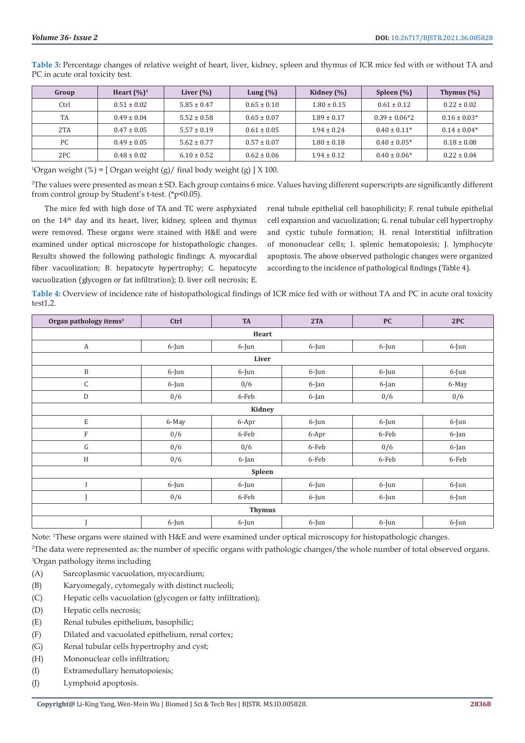**Table 3:** Percentage changes of relative weight of heart, liver, kidney, spleen and thymus of ICR mice fed with or without TA and PC in acute oral toxicity test.

| Group | Heart (%)[1] | Liver (%) | Lung (%) | Kidney (%) | Spleen (%) | Thymus (%) |
|---|---|---|---|---|---|---|
| Ctrl | 0.51 ± 0.02 | 5.85 ± 0.47 | 0.65 ± 0.10 | 1.80 ± 0.15 | 0.61 ± 0.12 | 0.22 ± 0.02 |
| TA | 0.49 ± 0.04 | 5.52 ± 0.58 | 0.65 ± 0.07 | 1.89 ± 0.17 | 0.39 ± 0.06*2 | 0.16 ± 0.03* |
| 2TA | 0.47 ± 0.05 | 5.57 ± 0.19 | 0.61 ± 0.05 | 1.94 ± 0.24 | 0.40 ± 0.11* | 0.14 ± 0.04* |
| PC | 0.49 ± 0.05 | 5.62 ± 0.77 | 0.57 ± 0.07 | 1.80 ± 0.18 | 0.40 ± 0.05* | 0.18 ± 0.08 |
| 2PC | 0.48 ± 0.02 | 6.10 ± 0.52 | 0.62 ± 0.06 | 1.94 ± 0.12 | 0.40 ± 0.06* | 0.22 ± 0.04 |

[1]Organ weight (%) = [ Organ weight (g)/ final body weight (g) ] X 100.

[2]The values were presented as mean ± SD. Each group contains 6 mice. Values having different superscripts are significantly different from control group by Student's t-test. (*$p<0.05$).

The mice fed with high dose of TA and TC were asphyxiated on the 14th day and its heart, liver, kidney, spleen and thymus were removed. These organs were stained with H&E and were examined under optical microscope for histopathologic changes. Results showed the following pathologic findings: A. myocardial fiber vacuolization; B. hepatocyte hypertrophy; C. hepatocyte vacuolization (glycogen or fat infiltration); D. liver cell necrosis; E. renal tubule epithelial cell basophilicity; F. renal tubule epithelial cell expansion and vacuolization; G. renal tubular cell hypertrophy and cystic tubule formation; H. renal Interstitial infiltration of mononuclear cells; I. splenic hematopoiesis; J. lymphocyte apoptosis. The above observed pathologic changes were organized according to the incidence of pathological findings (Table 4).

**Table 4:** Overview of incidence rate of histopathological findings of ICR mice fed with or without TA and PC in acute oral toxicity test1,2.

| Organ pathology items[3] | Ctrl | TA | 2TA | PC | 2PC |
|---|---|---|---|---|---|
| **Heart** | | | | | |
| A | 6-Jun | 6-Jun | 6-Jun | 6-Jun | 6-Jun |
| **Liver** | | | | | |
| B | 6-Jun | 6-Jun | 6-Jun | 6-Jun | 6-Jun |
| C | 6-Jun | 0/6 | 6-Jan | 6-Jan | 6-May |
| D | 0/6 | 6-Feb | 6-Jan | 0/6 | 0/6 |
| **Kidney** | | | | | |
| E | 6-May | 6-Apr | 6-Jun | 6-Jun | 6-Jun |
| F | 0/6 | 6-Feb | 6-Apr | 6-Feb | 6-Jan |
| G | 0/6 | 0/6 | 6-Feb | 0/6 | 6-Jan |
| H | 0/6 | 6-Jan | 6-Feb | 6-Feb | 6-Feb |
| **Spleen** | | | | | |
| I | 6-Jun | 6-Jun | 6-Jun | 6-Jun | 6-Jun |
| J | 0/6 | 6-Feb | 6-Jun | 6-Jun | 6-Jun |
| **Thymus** | | | | | |
| J | 6-Jun | 6-Jun | 6-Jun | 6-Jun | 6-Jun |

Note: [1]These organs were stained with H&E and were examined under optical microscopy for histopathologic changes.

[2]The data were represented as: the number of specific organs with pathologic changes/the whole number of total observed organs.

[3]Organ pathology items including

(A) Sarcoplasmic vacuolation, myocardium;

(B) Karyomegaly, cytomegaly with distinct nucleoli;

(C) Hepatic cells vacuolation (glycogen or fatty infiltration);

(D) Hepatic cells necrosis;

(E) Renal tubules epithelium, basophilic;

(F) Dilated and vacuolated epithelium, renal cortex;

(G) Renal tubular cells hypertrophy and cyst;

(H) Mononuclear cells infiltration;

(I) Extramedullary hematopoiesis;

(J) Lymphoid apoptosis.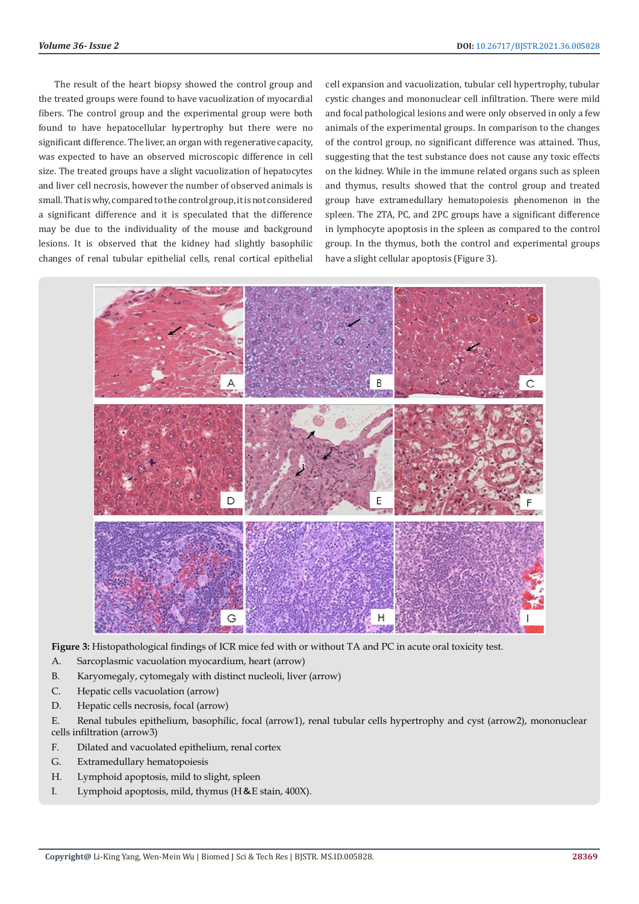The result of the heart biopsy showed the control group and the treated groups were found to have vacuolization of myocardial fibers. The control group and the experimental group were both found to have hepatocellular hypertrophy but there were no significant difference. The liver, an organ with regenerative capacity, was expected to have an observed microscopic difference in cell size. The treated groups have a slight vacuolization of hepatocytes and liver cell necrosis, however the number of observed animals is small. That is why, compared to the control group, it is not considered a significant difference and it is speculated that the difference may be due to the individuality of the mouse and background lesions. It is observed that the kidney had slightly basophilic changes of renal tubular epithelial cells, renal cortical epithelial cell expansion and vacuolization, tubular cell hypertrophy, tubular cystic changes and mononuclear cell infiltration. There were mild and focal pathological lesions and were only observed in only a few animals of the experimental groups. In comparison to the changes of the control group, no significant difference was attained. Thus, suggesting that the test substance does not cause any toxic effects on the kidney. While in the immune related organs such as spleen and thymus, results showed that the control group and treated group have extramedullary hematopoiesis phenomenon in the spleen. The 2TA, PC, and 2PC groups have a significant difference in lymphocyte apoptosis in the spleen as compared to the control group. In the thymus, both the control and experimental groups have a slight cellular apoptosis (Figure 3).

**Figure 3:** Histopathological findings of ICR mice fed with or without TA and PC in acute oral toxicity test.

A. Sarcoplasmic vacuolation myocardium, heart (arrow)

B. Karyomegaly, cytomegaly with distinct nucleoli, liver (arrow)

C. Hepatic cells vacuolation (arrow)

D. Hepatic cells necrosis, focal (arrow)

E. Renal tubules epithelium, basophilic, focal (arrow1), renal tubular cells hypertrophy and cyst (arrow2), mononuclear cells infiltration (arrow3)

F. Dilated and vacuolated epithelium, renal cortex

G. Extramedullary hematopoiesis

H. Lymphoid apoptosis, mild to slight, spleen

I. Lymphoid apoptosis, mild, thymus (H&E stain, 400X).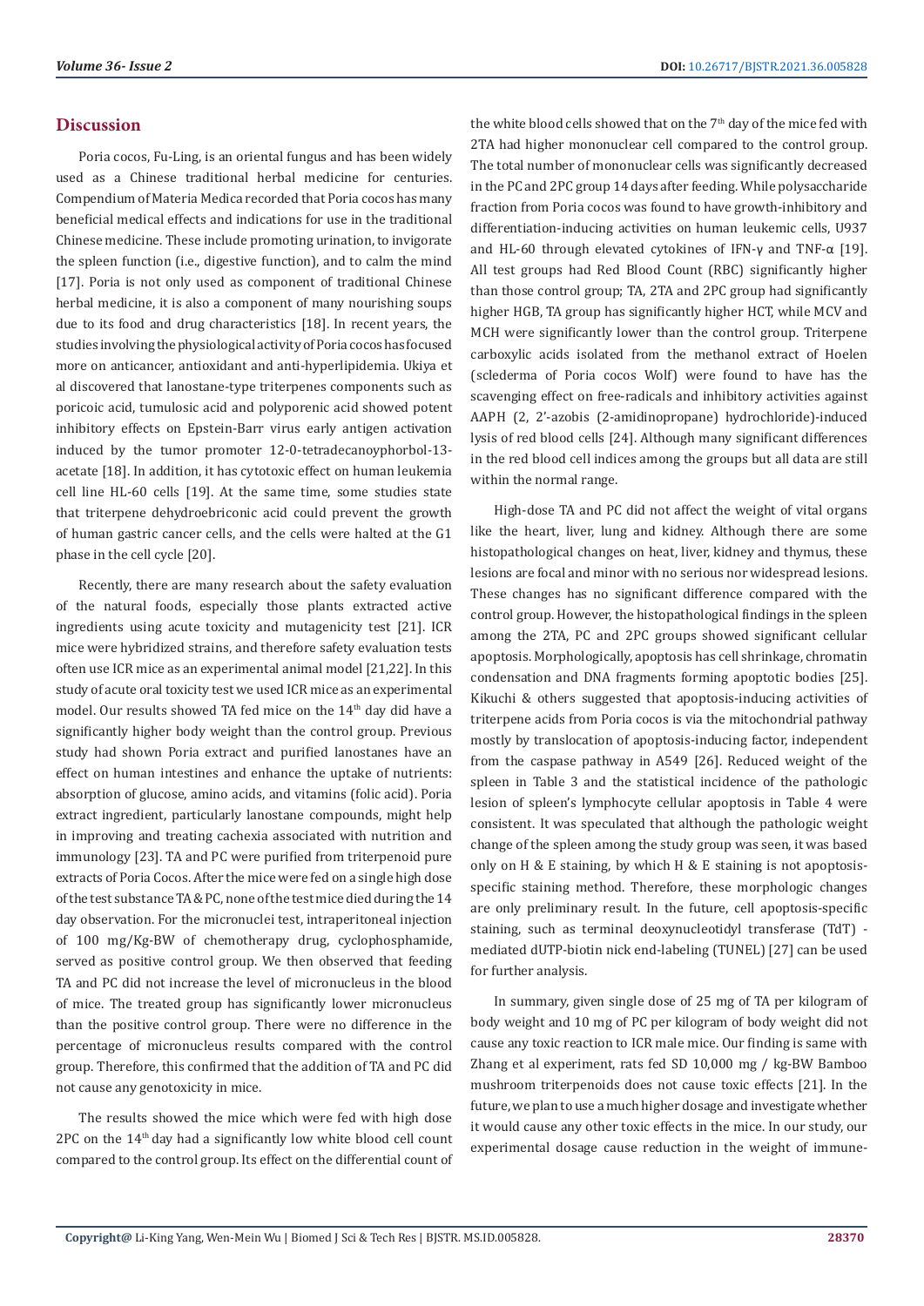## Discussion

Poria cocos, Fu-Ling, is an oriental fungus and has been widely used as a Chinese traditional herbal medicine for centuries. Compendium of Materia Medica recorded that Poria cocos has many beneficial medical effects and indications for use in the traditional Chinese medicine. These include promoting urination, to invigorate the spleen function (i.e., digestive function), and to calm the mind [17]. Poria is not only used as component of traditional Chinese herbal medicine, it is also a component of many nourishing soups due to its food and drug characteristics [18]. In recent years, the studies involving the physiological activity of Poria cocos has focused more on anticancer, antioxidant and anti-hyperlipidemia. Ukiya et al discovered that lanostane-type triterpenes components such as poricoic acid, tumulosic acid and polyporenic acid showed potent inhibitory effects on Epstein-Barr virus early antigen activation induced by the tumor promoter 12-0-tetradecanoyphorbol-13-acetate [18]. In addition, it has cytotoxic effect on human leukemia cell line HL-60 cells [19]. At the same time, some studies state that triterpene dehydroebriconic acid could prevent the growth of human gastric cancer cells, and the cells were halted at the G1 phase in the cell cycle [20].

Recently, there are many research about the safety evaluation of the natural foods, especially those plants extracted active ingredients using acute toxicity and mutagenicity test [21]. ICR mice were hybridized strains, and therefore safety evaluation tests often use ICR mice as an experimental animal model [21,22]. In this study of acute oral toxicity test we used ICR mice as an experimental model. Our results showed TA fed mice on the 14th day did have a significantly higher body weight than the control group. Previous study had shown Poria extract and purified lanostanes have an effect on human intestines and enhance the uptake of nutrients: absorption of glucose, amino acids, and vitamins (folic acid). Poria extract ingredient, particularly lanostane compounds, might help in improving and treating cachexia associated with nutrition and immunology [23]. TA and PC were purified from triterpenoid pure extracts of Poria Cocos. After the mice were fed on a single high dose of the test substance TA & PC, none of the test mice died during the 14 day observation. For the micronuclei test, intraperitoneal injection of 100 mg/Kg-BW of chemotherapy drug, cyclophosphamide, served as positive control group. We then observed that feeding TA and PC did not increase the level of micronucleus in the blood of mice. The treated group has significantly lower micronucleus than the positive control group. There were no difference in the percentage of micronucleus results compared with the control group. Therefore, this confirmed that the addition of TA and PC did not cause any genotoxicity in mice.

The results showed the mice which were fed with high dose 2PC on the 14th day had a significantly low white blood cell count compared to the control group. Its effect on the differential count of the white blood cells showed that on the 7th day of the mice fed with 2TA had higher mononuclear cell compared to the control group. The total number of mononuclear cells was significantly decreased in the PC and 2PC group 14 days after feeding. While polysaccharide fraction from Poria cocos was found to have growth-inhibitory and differentiation-inducing activities on human leukemic cells, U937 and HL-60 through elevated cytokines of IFN-γ and TNF-α [19]. All test groups had Red Blood Count (RBC) significantly higher than those control group; TA, 2TA and 2PC group had significantly higher HGB, TA group has significantly higher HCT, while MCV and MCH were significantly lower than the control group. Triterpene carboxylic acids isolated from the methanol extract of Hoelen (sclederma of Poria cocos Wolf) were found to have has the scavenging effect on free-radicals and inhibitory activities against AAPH (2, 2'-azobis (2-amidinopropane) hydrochloride)-induced lysis of red blood cells [24]. Although many significant differences in the red blood cell indices among the groups but all data are still within the normal range.

High-dose TA and PC did not affect the weight of vital organs like the heart, liver, lung and kidney. Although there are some histopathological changes on heat, liver, kidney and thymus, these lesions are focal and minor with no serious nor widespread lesions. These changes has no significant difference compared with the control group. However, the histopathological findings in the spleen among the 2TA, PC and 2PC groups showed significant cellular apoptosis. Morphologically, apoptosis has cell shrinkage, chromatin condensation and DNA fragments forming apoptotic bodies [25]. Kikuchi & others suggested that apoptosis-inducing activities of triterpene acids from Poria cocos is via the mitochondrial pathway mostly by translocation of apoptosis-inducing factor, independent from the caspase pathway in A549 [26]. Reduced weight of the spleen in Table 3 and the statistical incidence of the pathologic lesion of spleen's lymphocyte cellular apoptosis in Table 4 were consistent. It was speculated that although the pathologic weight change of the spleen among the study group was seen, it was based only on H & E staining, by which H & E staining is not apoptosis-specific staining method. Therefore, these morphologic changes are only preliminary result. In the future, cell apoptosis-specific staining, such as terminal deoxynucleotidyl transferase (TdT) - mediated dUTP-biotin nick end-labeling (TUNEL) [27] can be used for further analysis.

In summary, given single dose of 25 mg of TA per kilogram of body weight and 10 mg of PC per kilogram of body weight did not cause any toxic reaction to ICR male mice. Our finding is same with Zhang et al experiment, rats fed SD 10,000 mg / kg-BW Bamboo mushroom triterpenoids does not cause toxic effects [21]. In the future, we plan to use a much higher dosage and investigate whether it would cause any other toxic effects in the mice. In our study, our experimental dosage cause reduction in the weight of immune-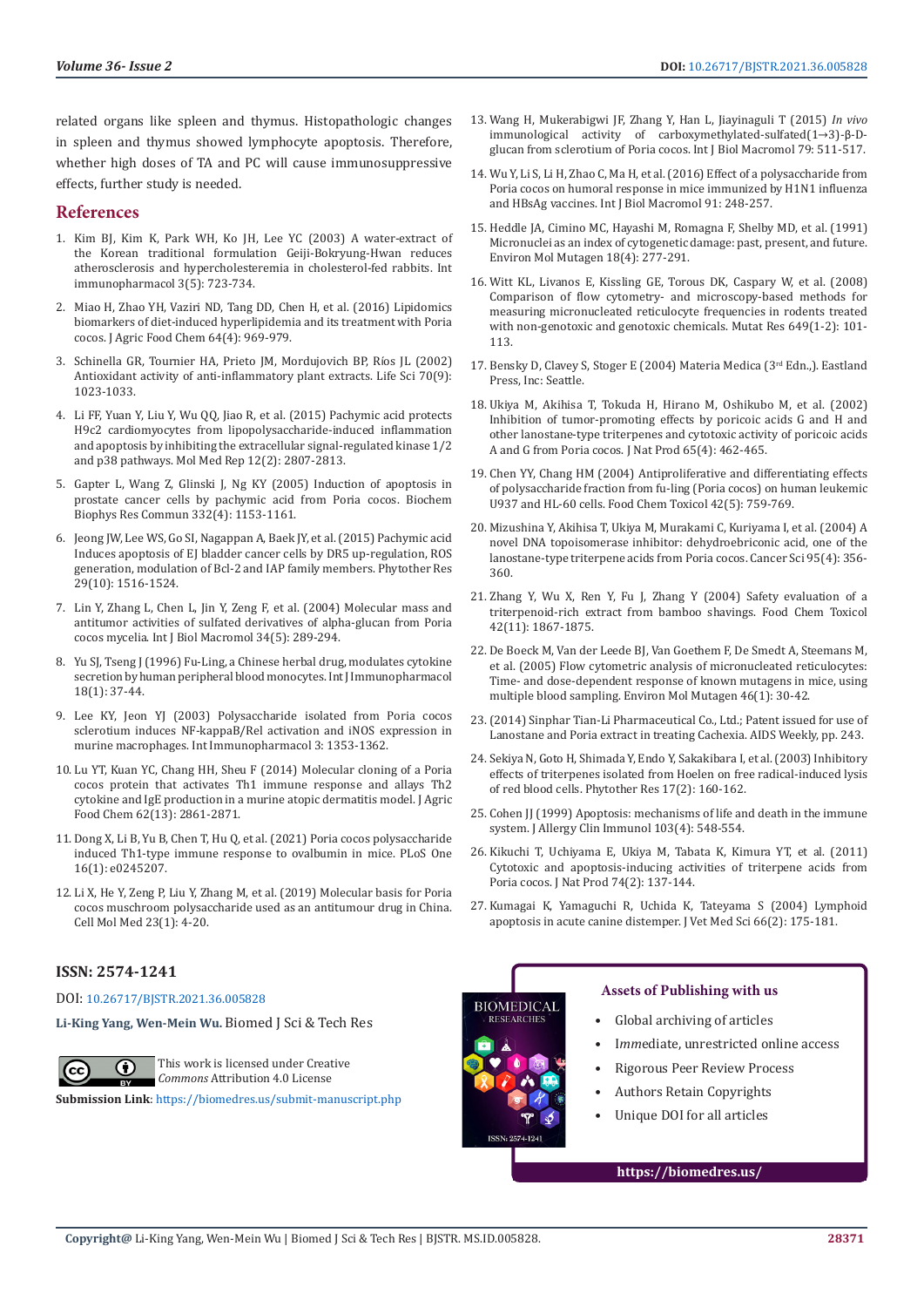related organs like spleen and thymus. Histopathologic changes in spleen and thymus showed lymphocyte apoptosis. Therefore, whether high doses of TA and PC will cause immunosuppressive effects, further study is needed.

## References

1. Kim BJ, Kim K, Park WH, Ko JH, Lee YC (2003) A water-extract of the Korean traditional formulation Geiji-Bokryung-Hwan reduces atherosclerosis and hypercholesteremia in cholesterol-fed rabbits. Int immunopharmacol 3(5): 723-734.
2. Miao H, Zhao YH, Vaziri ND, Tang DD, Chen H, et al. (2016) Lipidomics biomarkers of diet-induced hyperlipidemia and its treatment with Poria cocos. J Agric Food Chem 64(4): 969-979.
3. Schinella GR, Tournier HA, Prieto JM, Mordujovich BP, Ríos JL (2002) Antioxidant activity of anti-inflammatory plant extracts. Life Sci 70(9): 1023-1033.
4. Li FF, Yuan Y, Liu Y, Wu QQ, Jiao R, et al. (2015) Pachymic acid protects H9c2 cardiomyocytes from lipopolysaccharide-induced inflammation and apoptosis by inhibiting the extracellular signal-regulated kinase 1/2 and p38 pathways. Mol Med Rep 12(2): 2807-2813.
5. Gapter L, Wang Z, Glinski J, Ng KY (2005) Induction of apoptosis in prostate cancer cells by pachymic acid from Poria cocos. Biochem Biophys Res Commun 332(4): 1153-1161.
6. Jeong JW, Lee WS, Go SI, Nagappan A, Baek JY, et al. (2015) Pachymic acid Induces apoptosis of EJ bladder cancer cells by DR5 up-regulation, ROS generation, modulation of Bcl-2 and IAP family members. Phytother Res 29(10): 1516-1524.
7. Lin Y, Zhang L, Chen L, Jin Y, Zeng F, et al. (2004) Molecular mass and antitumor activities of sulfated derivatives of alpha-glucan from Poria cocos mycelia. Int J Biol Macromol 34(5): 289-294.
8. Yu SJ, Tseng J (1996) Fu-Ling, a Chinese herbal drug, modulates cytokine secretion by human peripheral blood monocytes. Int J Immunopharmacol 18(1): 37-44.
9. Lee KY, Jeon YJ (2003) Polysaccharide isolated from Poria cocos sclerotium induces NF-kappaB/Rel activation and iNOS expression in murine macrophages. Int Immunopharmacol 3: 1353-1362.
10. Lu YT, Kuan YC, Chang HH, Sheu F (2014) Molecular cloning of a Poria cocos protein that activates Th1 immune response and allays Th2 cytokine and IgE production in a murine atopic dermatitis model. J Agric Food Chem 62(13): 2861-2871.
11. Dong X, Li B, Yu B, Chen T, Hu Q, et al. (2021) Poria cocos polysaccharide induced Th1-type immune response to ovalbumin in mice. PLoS One 16(1): e0245207.
12. Li X, He Y, Zeng P, Liu Y, Zhang M, et al. (2019) Molecular basis for Poria cocos mushroom polysaccharide used as an antitumour drug in China. Cell Mol Med 23(1): 4-20.
13. Wang H, Mukerabigwi JF, Zhang Y, Han L, Jiayinaguli T (2015) *In vivo* immunological activity of carboxymethylated-sulfated(1→3)-β-D-glucan from sclerotium of Poria cocos. Int J Biol Macromol 79: 511-517.
14. Wu Y, Li S, Li H, Zhao C, Ma H, et al. (2016) Effect of a polysaccharide from Poria cocos on humoral response in mice immunized by H1N1 influenza and HBsAg vaccines. Int J Biol Macromol 91: 248-257.
15. Heddle JA, Cimino MC, Hayashi M, Romagna F, Shelby MD, et al. (1991) Micronuclei as an index of cytogenetic damage: past, present, and future. Environ Mol Mutagen 18(4): 277-291.
16. Witt KL, Livanos E, Kissling GE, Torous DK, Caspary W, et al. (2008) Comparison of flow cytometry- and microscopy-based methods for measuring micronucleated reticulocyte frequencies in rodents treated with non-genotoxic and genotoxic chemicals. Mutat Res 649(1-2): 101-113.
17. Bensky D, Clavey S, Stoger E (2004) Materia Medica (3rd Edn.,). Eastland Press, Inc: Seattle.
18. Ukiya M, Akihisa T, Tokuda H, Hirano M, Oshikubo M, et al. (2002) Inhibition of tumor-promoting effects by poricoic acids G and H and other lanostane-type triterpenes and cytotoxic activity of poricoic acids A and G from Poria cocos. J Nat Prod 65(4): 462-465.
19. Chen YY, Chang HM (2004) Antiproliferative and differentiating effects of polysaccharide fraction from fu-ling (Poria cocos) on human leukemic U937 and HL-60 cells. Food Chem Toxicol 42(5): 759-769.
20. Mizushina Y, Akihisa T, Ukiya M, Murakami C, Kuriyama I, et al. (2004) A novel DNA topoisomerase inhibitor: dehydroebriconic acid, one of the lanostane-type triterpene acids from Poria cocos. Cancer Sci 95(4): 356-360.
21. Zhang Y, Wu X, Ren Y, Fu J, Zhang Y (2004) Safety evaluation of a triterpenoid-rich extract from bamboo shavings. Food Chem Toxicol 42(11): 1867-1875.
22. De Boeck M, Van der Leede BJ, Van Goethem F, De Smedt A, Steemans M, et al. (2005) Flow cytometric analysis of micronucleated reticulocytes: Time- and dose-dependent response of known mutagens in mice, using multiple blood sampling. Environ Mol Mutagen 46(1): 30-42.
23. (2014) Sinphar Tian-Li Pharmaceutical Co., Ltd.; Patent issued for use of Lanostane and Poria extract in treating Cachexia. AIDS Weekly, pp. 243.
24. Sekiya N, Goto H, Shimada Y, Endo Y, Sakakibara I, et al. (2003) Inhibitory effects of triterpenes isolated from Hoelen on free radical-induced lysis of red blood cells. Phytother Res 17(2): 160-162.
25. Cohen JJ (1999) Apoptosis: mechanisms of life and death in the immune system. J Allergy Clin Immunol 103(4): 548-554.
26. Kikuchi T, Uchiyama E, Ukiya M, Tabata K, Kimura YT, et al. (2011) Cytotoxic and apoptosis-inducing activities of triterpene acids from Poria cocos. J Nat Prod 74(2): 137-144.
27. Kumagai K, Yamaguchi R, Uchida K, Tateyama S (2004) Lymphoid apoptosis in acute canine distemper. J Vet Med Sci 66(2): 175-181.

**ISSN: 2574-1241**

DOI: 10.26717/BJSTR.2021.36.005828

**Li-King Yang, Wen-Mein Wu.** Biomed J Sci & Tech Res

This work is licensed under Creative *Commons* Attribution 4.0 License

**Submission Link**: https://biomedres.us/submit-manuscript.php

**Assets of Publishing with us**

- Global archiving of articles
- Immediate, unrestricted online access
- Rigorous Peer Review Process
- Authors Retain Copyrights
- Unique DOI for all articles

**https://biomedres.us/**